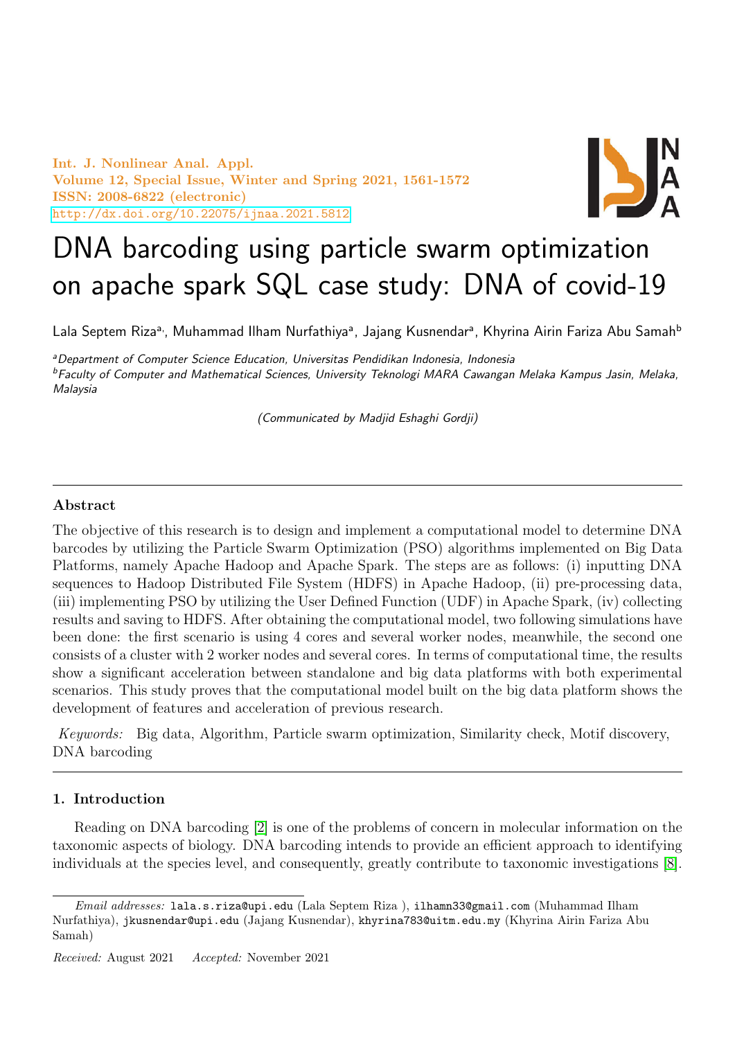# DNA barcoding using particle swarm optimization on apache spark SQL case study: DNA of covid-19

Lala Septem Riza[a,], Muhammad Ilham Nurfathiya[a], Jajang Kusnendar[a], Khyrina Airin Fariza Abu Samah[b]

[a]*Department of Computer Science Education, Universitas Pendidikan Indonesia, Indonesia*
[b]*Faculty of Computer and Mathematical Sciences, University Teknologi MARA Cawangan Melaka Kampus Jasin, Melaka, Malaysia*

*(Communicated by Madjid Eshaghi Gordji)*

---

### Abstract

The objective of this research is to design and implement a computational model to determine DNA barcodes by utilizing the Particle Swarm Optimization (PSO) algorithms implemented on Big Data Platforms, namely Apache Hadoop and Apache Spark. The steps are as follows: (i) inputting DNA sequences to Hadoop Distributed File System (HDFS) in Apache Hadoop, (ii) pre-processing data, (iii) implementing PSO by utilizing the User Defined Function (UDF) in Apache Spark, (iv) collecting results and saving to HDFS. After obtaining the computational model, two following simulations have been done: the first scenario is using 4 cores and several worker nodes, meanwhile, the second one consists of a cluster with 2 worker nodes and several cores. In terms of computational time, the results show a significant acceleration between standalone and big data platforms with both experimental scenarios. This study proves that the computational model built on the big data platform shows the development of features and acceleration of previous research.

*Keywords:* Big data, Algorithm, Particle swarm optimization, Similarity check, Motif discovery, DNA barcoding

---

## 1. Introduction

Reading on DNA barcoding [2] is one of the problems of concern in molecular information on the taxonomic aspects of biology. DNA barcoding intends to provide an efficient approach to identifying individuals at the species level, and consequently, greatly contribute to taxonomic investigations [8].

---

*Email addresses:* lala.s.riza@upi.edu (Lala Septem Riza ), ilhamn33@gmail.com (Muhammad Ilham Nurfathiya), jkusnendar@upi.edu (Jajang Kusnendar), khyrina783@uitm.edu.my (Khyrina Airin Fariza Abu Samah)

*Received:* August 2021 *Accepted:* November 2021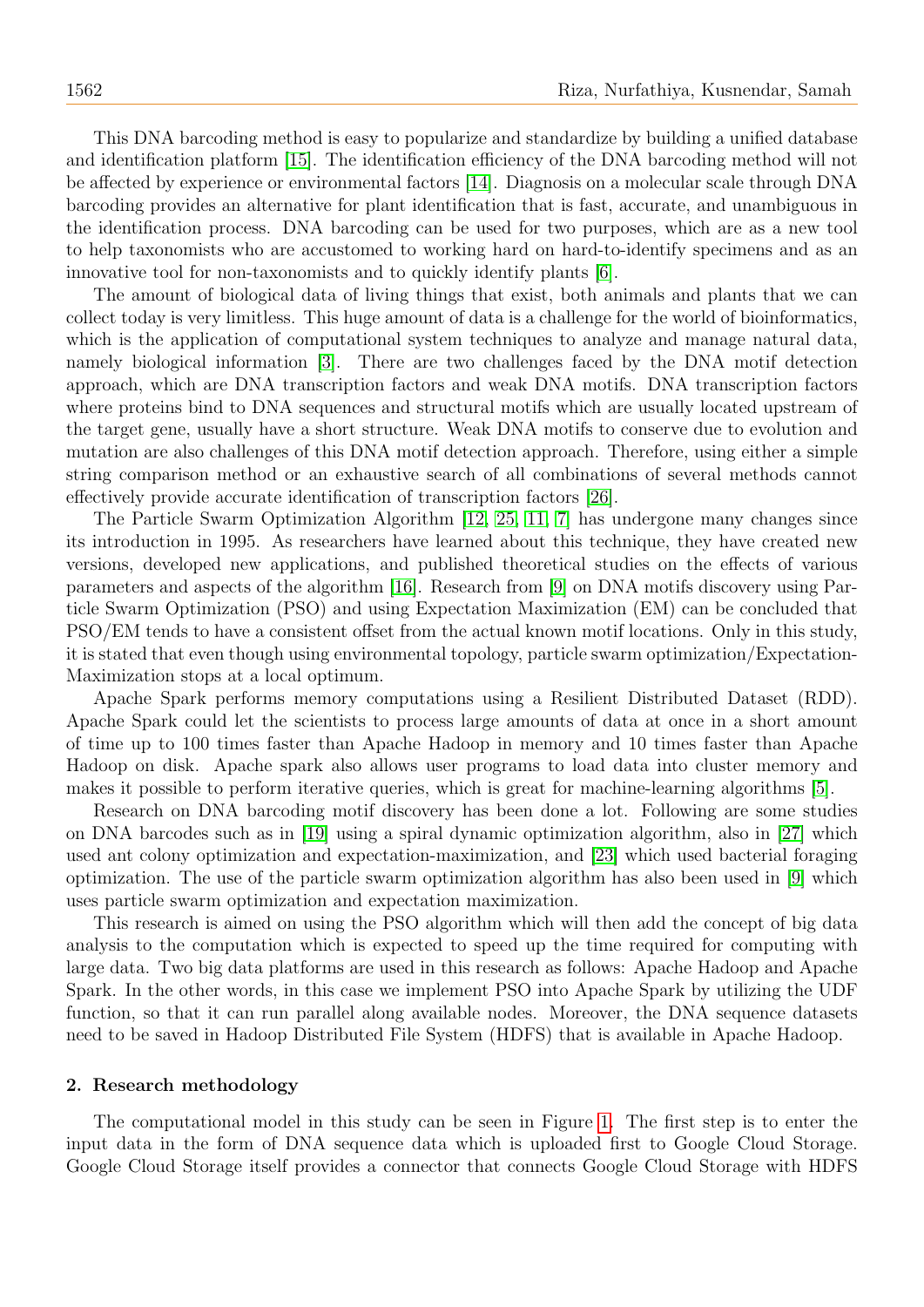This DNA barcoding method is easy to popularize and standardize by building a unified database and identification platform [15]. The identification efficiency of the DNA barcoding method will not be affected by experience or environmental factors [14]. Diagnosis on a molecular scale through DNA barcoding provides an alternative for plant identification that is fast, accurate, and unambiguous in the identification process. DNA barcoding can be used for two purposes, which are as a new tool to help taxonomists who are accustomed to working hard on hard-to-identify specimens and as an innovative tool for non-taxonomists and to quickly identify plants [6].

The amount of biological data of living things that exist, both animals and plants that we can collect today is very limitless. This huge amount of data is a challenge for the world of bioinformatics, which is the application of computational system techniques to analyze and manage natural data, namely biological information [3]. There are two challenges faced by the DNA motif detection approach, which are DNA transcription factors and weak DNA motifs. DNA transcription factors where proteins bind to DNA sequences and structural motifs which are usually located upstream of the target gene, usually have a short structure. Weak DNA motifs to conserve due to evolution and mutation are also challenges of this DNA motif detection approach. Therefore, using either a simple string comparison method or an exhaustive search of all combinations of several methods cannot effectively provide accurate identification of transcription factors [26].

The Particle Swarm Optimization Algorithm [12, 25, 11, 7] has undergone many changes since its introduction in 1995. As researchers have learned about this technique, they have created new versions, developed new applications, and published theoretical studies on the effects of various parameters and aspects of the algorithm [16]. Research from [9] on DNA motifs discovery using Particle Swarm Optimization (PSO) and using Expectation Maximization (EM) can be concluded that PSO/EM tends to have a consistent offset from the actual known motif locations. Only in this study, it is stated that even though using environmental topology, particle swarm optimization/Expectation-Maximization stops at a local optimum.

Apache Spark performs memory computations using a Resilient Distributed Dataset (RDD). Apache Spark could let the scientists to process large amounts of data at once in a short amount of time up to 100 times faster than Apache Hadoop in memory and 10 times faster than Apache Hadoop on disk. Apache spark also allows user programs to load data into cluster memory and makes it possible to perform iterative queries, which is great for machine-learning algorithms [5].

Research on DNA barcoding motif discovery has been done a lot. Following are some studies on DNA barcodes such as in [19] using a spiral dynamic optimization algorithm, also in [27] which used ant colony optimization and expectation-maximization, and [23] which used bacterial foraging optimization. The use of the particle swarm optimization algorithm has also been used in [9] which uses particle swarm optimization and expectation maximization.

This research is aimed on using the PSO algorithm which will then add the concept of big data analysis to the computation which is expected to speed up the time required for computing with large data. Two big data platforms are used in this research as follows: Apache Hadoop and Apache Spark. In the other words, in this case we implement PSO into Apache Spark by utilizing the UDF function, so that it can run parallel along available nodes. Moreover, the DNA sequence datasets need to be saved in Hadoop Distributed File System (HDFS) that is available in Apache Hadoop.

## 2. Research methodology

The computational model in this study can be seen in Figure 1. The first step is to enter the input data in the form of DNA sequence data which is uploaded first to Google Cloud Storage. Google Cloud Storage itself provides a connector that connects Google Cloud Storage with HDFS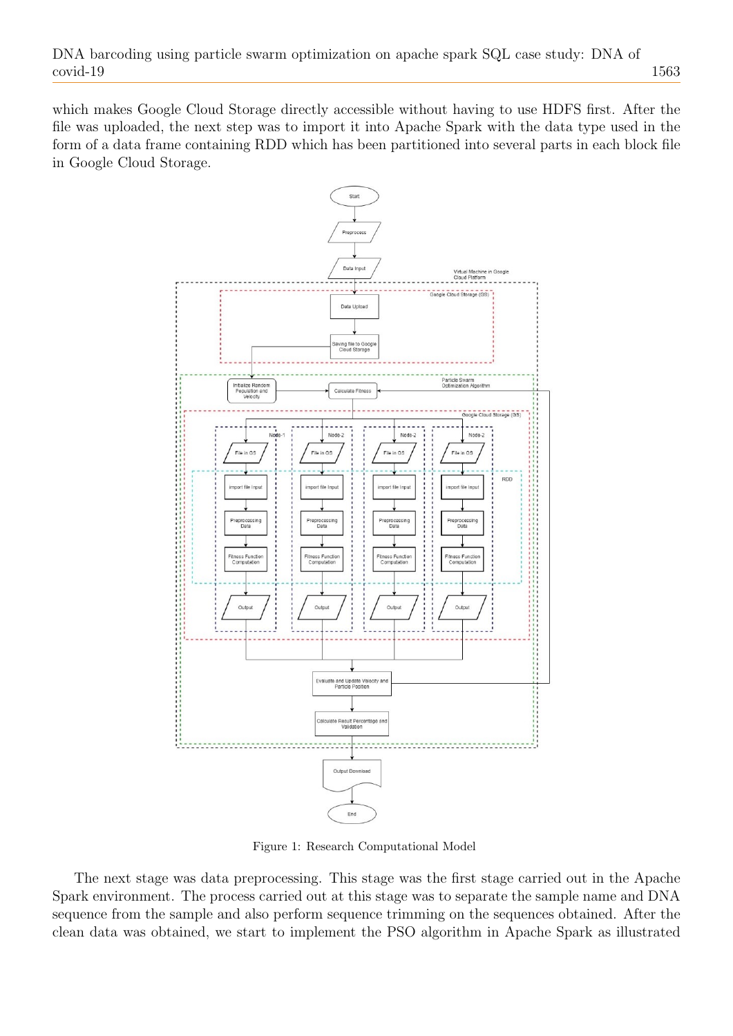which makes Google Cloud Storage directly accessible without having to use HDFS first. After the file was uploaded, the next step was to import it into Apache Spark with the data type used in the form of a data frame containing RDD which has been partitioned into several parts in each block file in Google Cloud Storage.

Figure 1: Research Computational Model

The next stage was data preprocessing. This stage was the first stage carried out in the Apache Spark environment. The process carried out at this stage was to separate the sample name and DNA sequence from the sample and also perform sequence trimming on the sequences obtained. After the clean data was obtained, we start to implement the PSO algorithm in Apache Spark as illustrated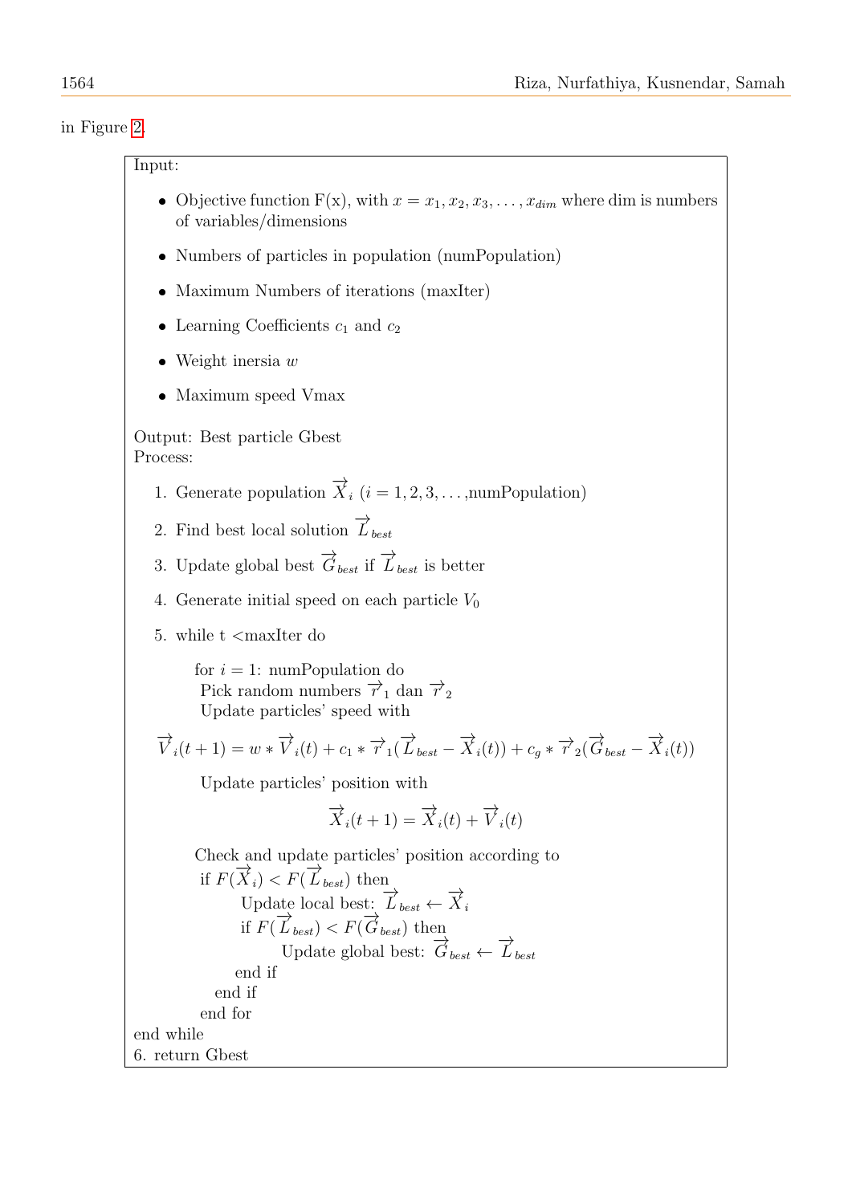in Figure 2.

Input:

- Objective function F(x), with $x = x_1, x_2, x_3, \ldots, x_{dim}$ where dim is numbers of variables/dimensions
- Numbers of particles in population (numPopulation)
- Maximum Numbers of iterations (maxIter)
- Learning Coefficients $c_1$ and $c_2$
- Weight inersia $w$
- Maximum speed Vmax

Output: Best particle Gbest

Process:

1. Generate population $\overrightarrow{X}_i$ $(i = 1, 2, 3, \ldots,$numPopulation$)$
2. Find best local solution $\overrightarrow{L}_{best}$
3. Update global best $\overrightarrow{G}_{best}$ if $\overrightarrow{L}_{best}$ is better
4. Generate initial speed on each particle $V_0$
5. while t <maxIter do

    for $i = 1$: numPopulation do

    Pick random numbers $\overrightarrow{r}_1$ dan $\overrightarrow{r}_2$

    Update particles' speed with

$$\overrightarrow{V}_i(t+1) = w * \overrightarrow{V}_i(t) + c_1 * \overrightarrow{r}_1(\overrightarrow{L}_{best} - \overrightarrow{X}_i(t)) + c_g * \overrightarrow{r}_2(\overrightarrow{G}_{best} - \overrightarrow{X}_i(t))$$

    Update particles' position with

$$\overrightarrow{X}_i(t+1) = \overrightarrow{X}_i(t) + \overrightarrow{V}_i(t)$$

```
Check and update particles' position according to
 if F(X_i) < F(L_best) then
        Update local best: L_best ← X_i
        if F(L_best) < F(G_best) then
               Update global best: G_best ← L_best
        end if
     end if
   end for
end while
```

6. return Gbest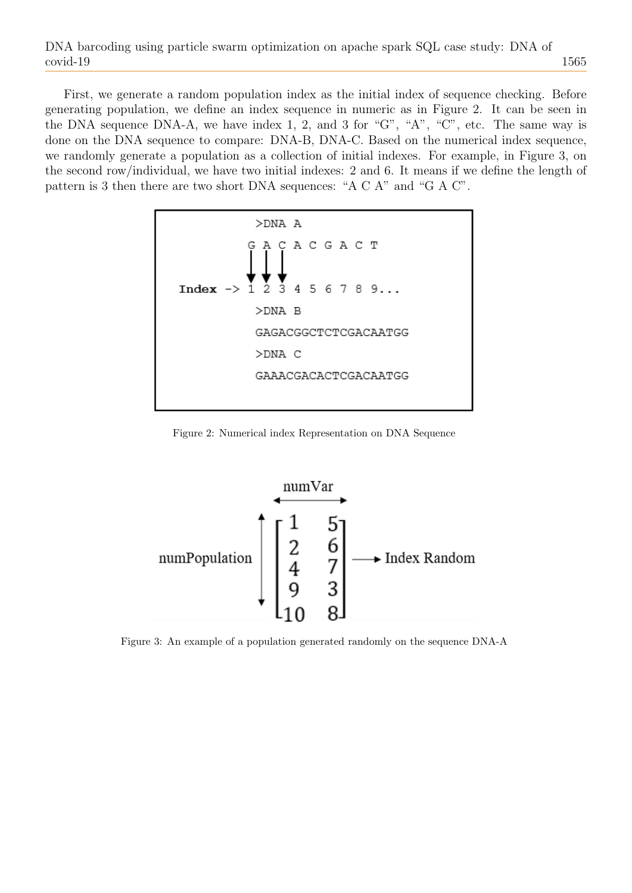First, we generate a random population index as the initial index of sequence checking. Before generating population, we define an index sequence in numeric as in Figure 2. It can be seen in the DNA sequence DNA-A, we have index 1, 2, and 3 for "G", "A", "C", etc. The same way is done on the DNA sequence to compare: DNA-B, DNA-C. Based on the numerical index sequence, we randomly generate a population as a collection of initial indexes. For example, in Figure 3, on the second row/individual, we have two initial indexes: 2 and 6. It means if we define the length of pattern is 3 then there are two short DNA sequences: "A C A" and "G A C".

```
          >DNA A
          G A C A C G A C T
          ↓ ↓ ↓
Index ->  1 2 3 4 5 6 7 8 9...
          >DNA B
          GAGACGGCTCTCGACAATGG
          >DNA C
          GAAACGACACTCGACAATGG
```

Figure 2: Numerical index Representation on DNA Sequence

$$\text{numPopulation} \; \overset{\text{numVar}}{\begin{bmatrix} 1 & 5 \\ 2 & 6 \\ 4 & 7 \\ 9 & 3 \\ 10 & 8 \end{bmatrix}} \longrightarrow \text{Index Random}$$

Figure 3: An example of a population generated randomly on the sequence DNA-A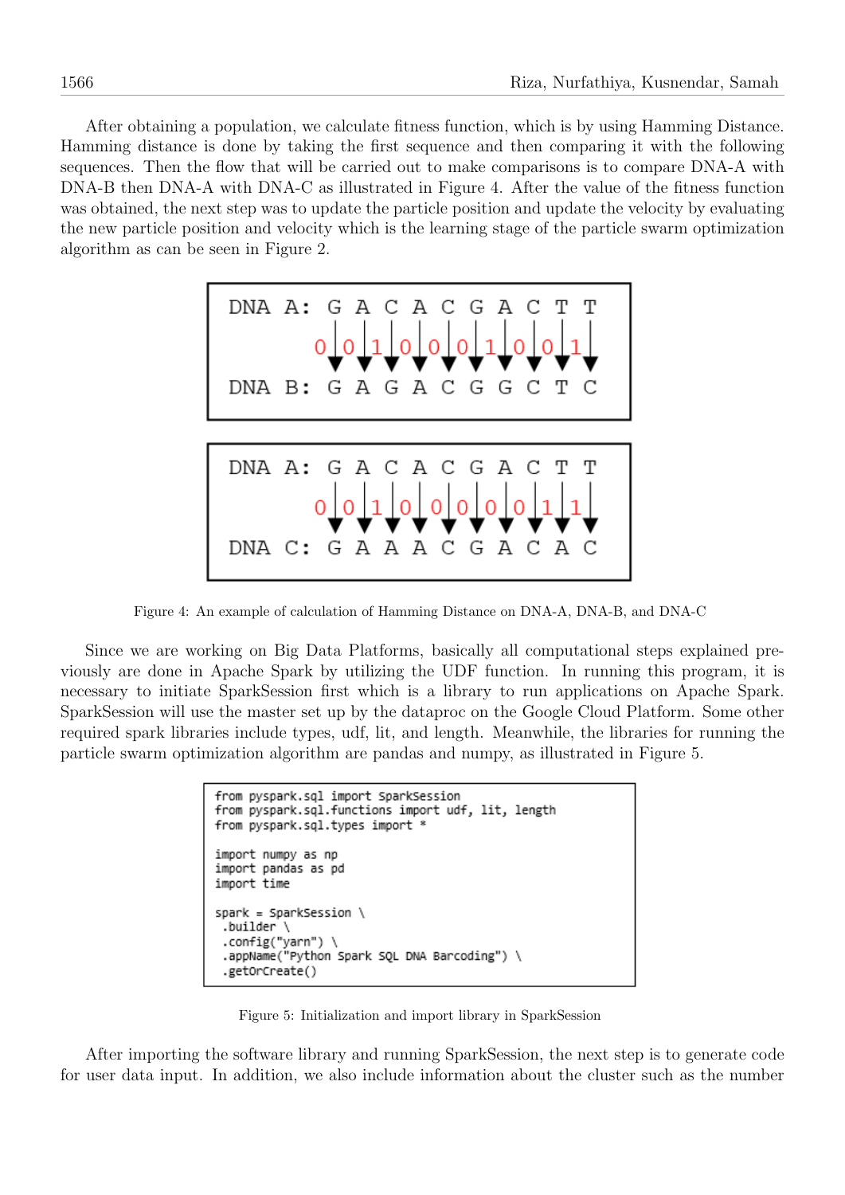After obtaining a population, we calculate fitness function, which is by using Hamming Distance. Hamming distance is done by taking the first sequence and then comparing it with the following sequences. Then the flow that will be carried out to make comparisons is to compare DNA-A with DNA-B then DNA-A with DNA-C as illustrated in Figure 4. After the value of the fitness function was obtained, the next step was to update the particle position and update the velocity by evaluating the new particle position and velocity which is the learning stage of the particle swarm optimization algorithm as can be seen in Figure 2.

```
DNA A:  G A C A C G A C T T
        0 0 1 0 0 0 1 0 0 1
DNA B:  G A G A C G G C T C
```

```
DNA A:  G A C A C G A C T T
        0 0 1 0 0 0 0 0 1 1
DNA C:  G A A A C G A C A C
```

Figure 4: An example of calculation of Hamming Distance on DNA-A, DNA-B, and DNA-C

Since we are working on Big Data Platforms, basically all computational steps explained previously are done in Apache Spark by utilizing the UDF function. In running this program, it is necessary to initiate SparkSession first which is a library to run applications on Apache Spark. SparkSession will use the master set up by the dataproc on the Google Cloud Platform. Some other required spark libraries include types, udf, lit, and length. Meanwhile, the libraries for running the particle swarm optimization algorithm are pandas and numpy, as illustrated in Figure 5.

```
from pyspark.sql import SparkSession
from pyspark.sql.functions import udf, lit, length
from pyspark.sql.types import *

import numpy as np
import pandas as pd
import time

spark = SparkSession \
 .builder \
 .config("yarn") \
 .appName("Python Spark SQL DNA Barcoding") \
 .getOrCreate()
```

Figure 5: Initialization and import library in SparkSession

After importing the software library and running SparkSession, the next step is to generate code for user data input. In addition, we also include information about the cluster such as the number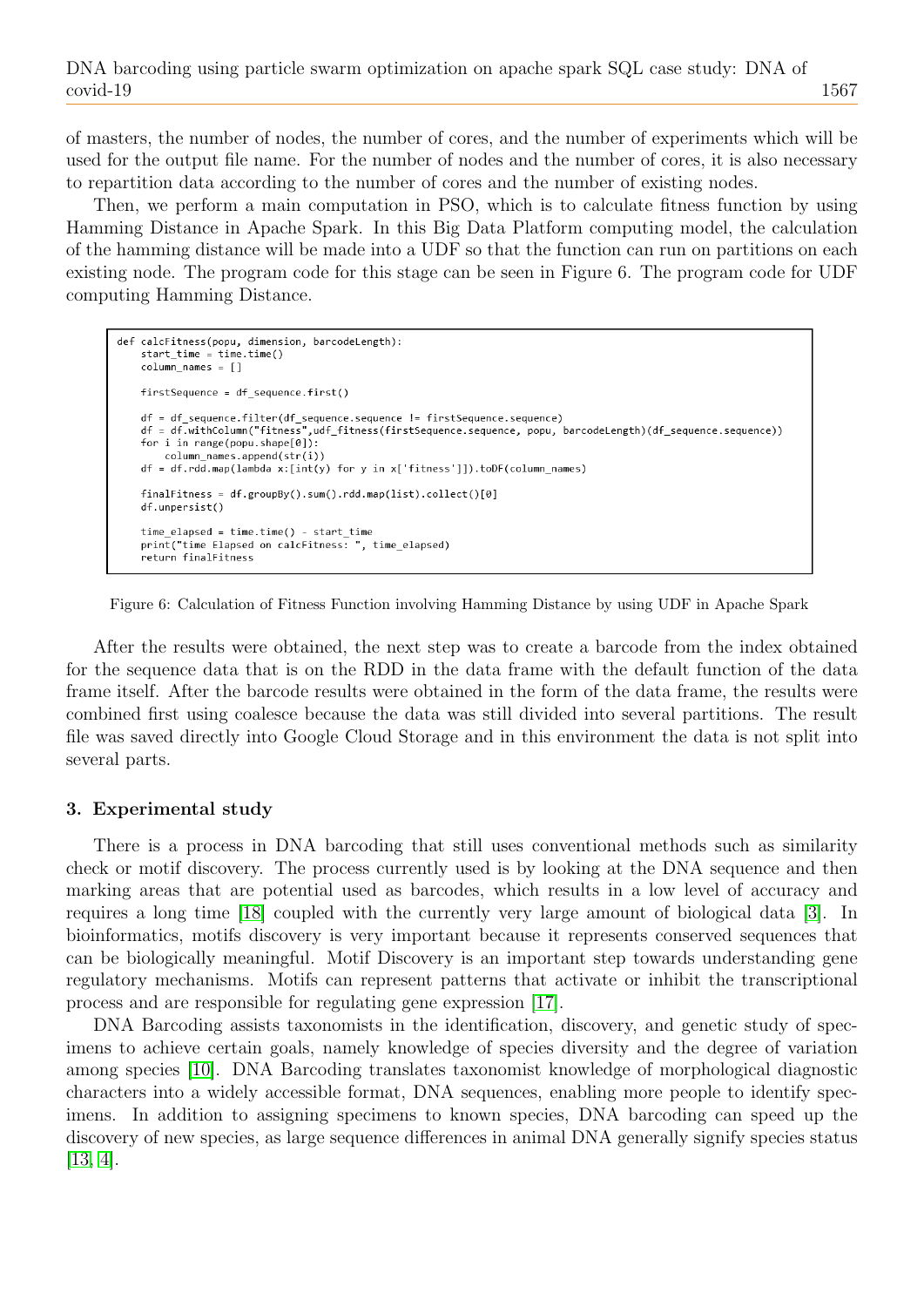of masters, the number of nodes, the number of cores, and the number of experiments which will be used for the output file name. For the number of nodes and the number of cores, it is also necessary to repartition data according to the number of cores and the number of existing nodes.

Then, we perform a main computation in PSO, which is to calculate fitness function by using Hamming Distance in Apache Spark. In this Big Data Platform computing model, the calculation of the hamming distance will be made into a UDF so that the function can run on partitions on each existing node. The program code for this stage can be seen in Figure 6. The program code for UDF computing Hamming Distance.

```
def calcFitness(popu, dimension, barcodeLength):
    start_time = time.time()
    column_names = []

    firstSequence = df_sequence.first()

    df = df_sequence.filter(df_sequence.sequence != firstSequence.sequence)
    df = df.withColumn("fitness",udf_fitness(firstSequence.sequence, popu, barcodeLength)(df_sequence.sequence))
    for i in range(popu.shape[0]):
        column_names.append(str(i))
    df = df.rdd.map(lambda x:[int(y) for y in x['fitness']]).toDF(column_names)

    finalFitness = df.groupBy().sum().rdd.map(list).collect()[0]
    df.unpersist()

    time_elapsed = time.time() - start_time
    print("time Elapsed on calcFitness: ", time_elapsed)
    return finalFitness
```

Figure 6: Calculation of Fitness Function involving Hamming Distance by using UDF in Apache Spark

After the results were obtained, the next step was to create a barcode from the index obtained for the sequence data that is on the RDD in the data frame with the default function of the data frame itself. After the barcode results were obtained in the form of the data frame, the results were combined first using coalesce because the data was still divided into several partitions. The result file was saved directly into Google Cloud Storage and in this environment the data is not split into several parts.

## 3. Experimental study

There is a process in DNA barcoding that still uses conventional methods such as similarity check or motif discovery. The process currently used is by looking at the DNA sequence and then marking areas that are potential used as barcodes, which results in a low level of accuracy and requires a long time [18] coupled with the currently very large amount of biological data [3]. In bioinformatics, motifs discovery is very important because it represents conserved sequences that can be biologically meaningful. Motif Discovery is an important step towards understanding gene regulatory mechanisms. Motifs can represent patterns that activate or inhibit the transcriptional process and are responsible for regulating gene expression [17].

DNA Barcoding assists taxonomists in the identification, discovery, and genetic study of specimens to achieve certain goals, namely knowledge of species diversity and the degree of variation among species [10]. DNA Barcoding translates taxonomist knowledge of morphological diagnostic characters into a widely accessible format, DNA sequences, enabling more people to identify specimens. In addition to assigning specimens to known species, DNA barcoding can speed up the discovery of new species, as large sequence differences in animal DNA generally signify species status [13, 4].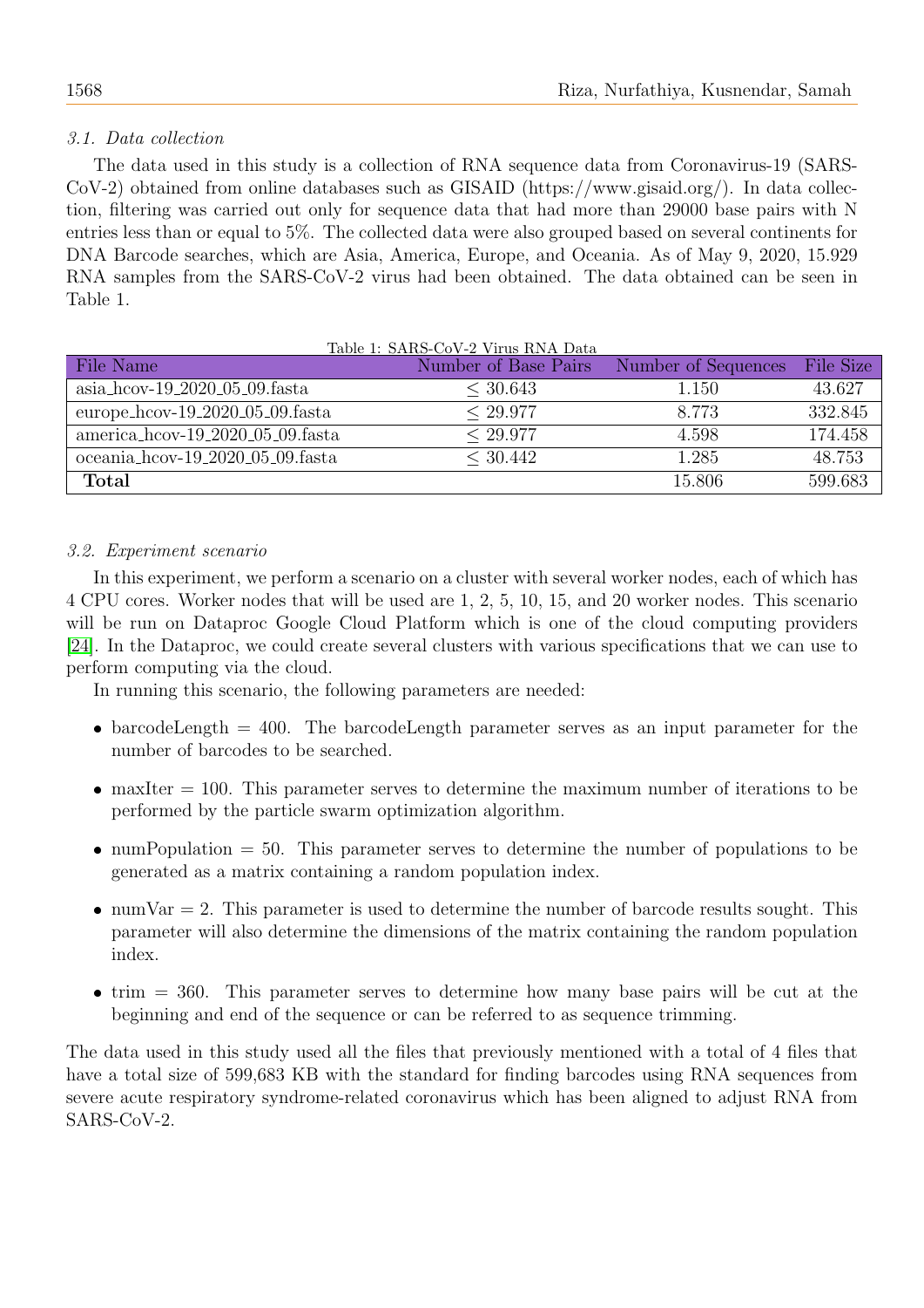### 3.1. Data collection

The data used in this study is a collection of RNA sequence data from Coronavirus-19 (SARS-CoV-2) obtained from online databases such as GISAID (https://www.gisaid.org/). In data collection, filtering was carried out only for sequence data that had more than 29000 base pairs with N entries less than or equal to 5%. The collected data were also grouped based on several continents for DNA Barcode searches, which are Asia, America, Europe, and Oceania. As of May 9, 2020, 15.929 RNA samples from the SARS-CoV-2 virus had been obtained. The data obtained can be seen in Table 1.

Table 1: SARS-CoV-2 Virus RNA Data

| File Name | Number of Base Pairs | Number of Sequences | File Size |
|---|---|---|---|
| asia_hcov-19_2020_05_09.fasta | $\leq 30.643$ | 1.150 | 43.627 |
| europe_hcov-19_2020_05_09.fasta | $\leq 29.977$ | 8.773 | 332.845 |
| america_hcov-19_2020_05_09.fasta | $\leq 29.977$ | 4.598 | 174.458 |
| oceania_hcov-19_2020_05_09.fasta | $\leq 30.442$ | 1.285 | 48.753 |
| **Total** | | 15.806 | 599.683 |

### 3.2. Experiment scenario

In this experiment, we perform a scenario on a cluster with several worker nodes, each of which has 4 CPU cores. Worker nodes that will be used are 1, 2, 5, 10, 15, and 20 worker nodes. This scenario will be run on Dataproc Google Cloud Platform which is one of the cloud computing providers [24]. In the Dataproc, we could create several clusters with various specifications that we can use to perform computing via the cloud.

In running this scenario, the following parameters are needed:

- barcodeLength = 400. The barcodeLength parameter serves as an input parameter for the number of barcodes to be searched.
- maxIter = 100. This parameter serves to determine the maximum number of iterations to be performed by the particle swarm optimization algorithm.
- numPopulation = 50. This parameter serves to determine the number of populations to be generated as a matrix containing a random population index.
- numVar = 2. This parameter is used to determine the number of barcode results sought. This parameter will also determine the dimensions of the matrix containing the random population index.
- trim = 360. This parameter serves to determine how many base pairs will be cut at the beginning and end of the sequence or can be referred to as sequence trimming.

The data used in this study used all the files that previously mentioned with a total of 4 files that have a total size of 599,683 KB with the standard for finding barcodes using RNA sequences from severe acute respiratory syndrome-related coronavirus which has been aligned to adjust RNA from SARS-CoV-2.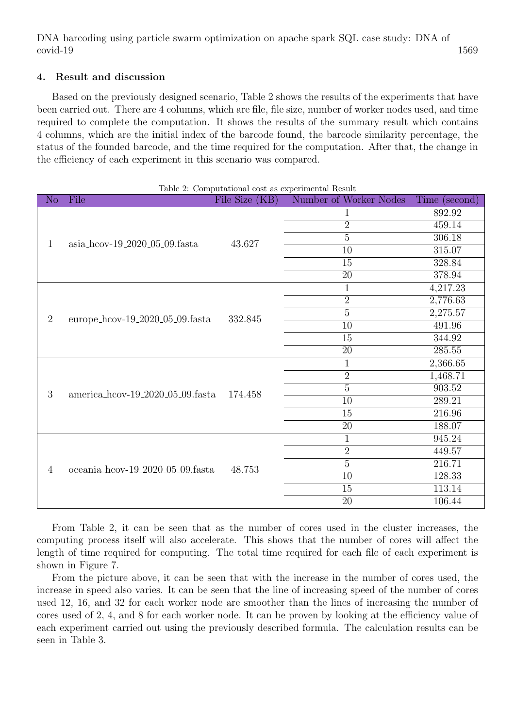## 4. Result and discussion

Based on the previously designed scenario, Table 2 shows the results of the experiments that have been carried out. There are 4 columns, which are file, file size, number of worker nodes used, and time required to complete the computation. It shows the results of the summary result which contains 4 columns, which are the initial index of the barcode found, the barcode similarity percentage, the status of the founded barcode, and the time required for the computation. After that, the change in the efficiency of each experiment in this scenario was compared.

Table 2: Computational cost as experimental Result

| No | File | File Size (KB) | Number of Worker Nodes | Time (second) |
|---|---|---|---|---|
| 1 | asia_hcov-19_2020_05_09.fasta | 43.627 | 1 | 892.92 |
| | | | 2 | 459.14 |
| | | | 5 | 306.18 |
| | | | 10 | 315.07 |
| | | | 15 | 328.84 |
| | | | 20 | 378.94 |
| 2 | europe_hcov-19_2020_05_09.fasta | 332.845 | 1 | 4,217.23 |
| | | | 2 | 2,776.63 |
| | | | 5 | 2,275.57 |
| | | | 10 | 491.96 |
| | | | 15 | 344.92 |
| | | | 20 | 285.55 |
| 3 | america_hcov-19_2020_05_09.fasta | 174.458 | 1 | 2,366.65 |
| | | | 2 | 1,468.71 |
| | | | 5 | 903.52 |
| | | | 10 | 289.21 |
| | | | 15 | 216.96 |
| | | | 20 | 188.07 |
| 4 | oceania_hcov-19_2020_05_09.fasta | 48.753 | 1 | 945.24 |
| | | | 2 | 449.57 |
| | | | 5 | 216.71 |
| | | | 10 | 128.33 |
| | | | 15 | 113.14 |
| | | | 20 | 106.44 |

From Table 2, it can be seen that as the number of cores used in the cluster increases, the computing process itself will also accelerate. This shows that the number of cores will affect the length of time required for computing. The total time required for each file of each experiment is shown in Figure 7.

From the picture above, it can be seen that with the increase in the number of cores used, the increase in speed also varies. It can be seen that the line of increasing speed of the number of cores used 12, 16, and 32 for each worker node are smoother than the lines of increasing the number of cores used of 2, 4, and 8 for each worker node. It can be proven by looking at the efficiency value of each experiment carried out using the previously described formula. The calculation results can be seen in Table 3.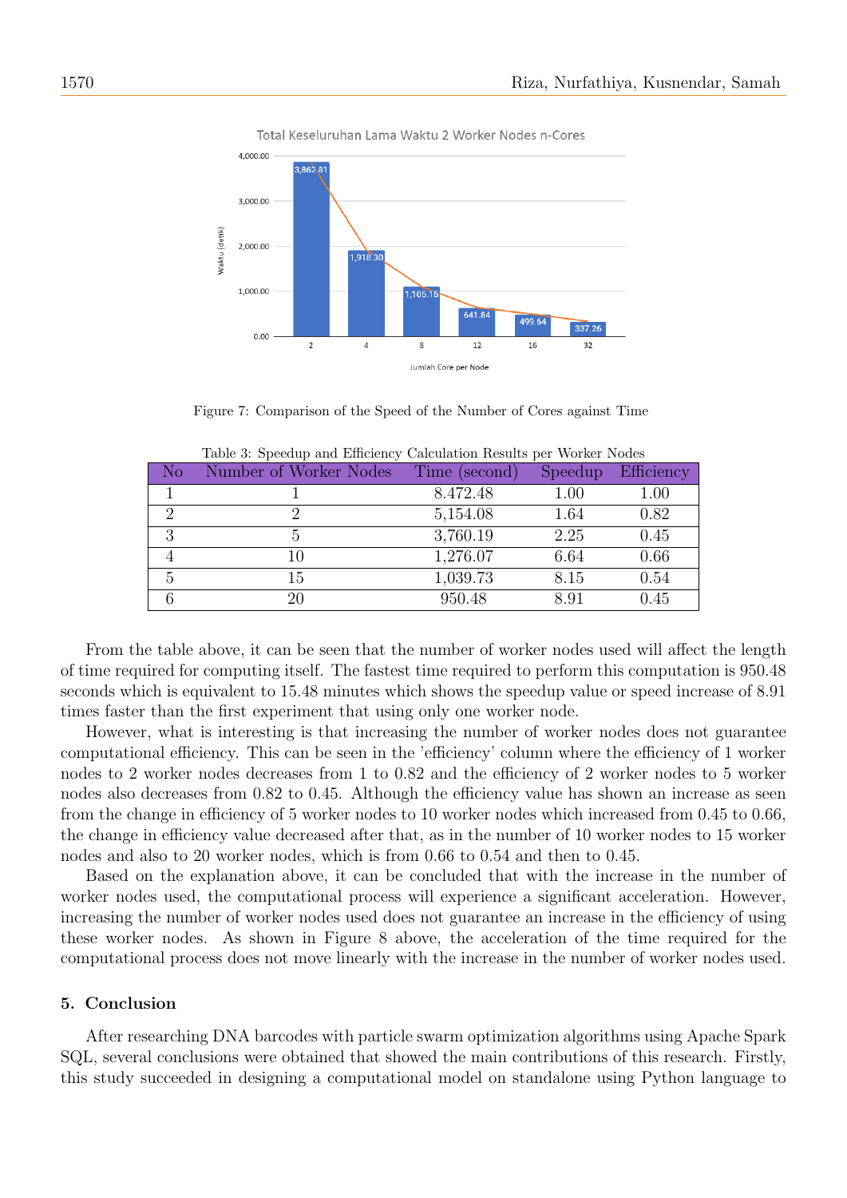Figure 7: Comparison of the Speed of the Number of Cores against Time

Table 3: Speedup and Efficiency Calculation Results per Worker Nodes

| No | Number of Worker Nodes | Time (second) | Speedup | Efficiency |
|---|---|---|---|---|
| 1 | 1 | 8.472.48 | 1.00 | 1.00 |
| 2 | 2 | 5,154.08 | 1.64 | 0.82 |
| 3 | 5 | 3,760.19 | 2.25 | 0.45 |
| 4 | 10 | 1,276.07 | 6.64 | 0.66 |
| 5 | 15 | 1,039.73 | 8.15 | 0.54 |
| 6 | 20 | 950.48 | 8.91 | 0.45 |

From the table above, it can be seen that the number of worker nodes used will affect the length of time required for computing itself. The fastest time required to perform this computation is 950.48 seconds which is equivalent to 15.48 minutes which shows the speedup value or speed increase of 8.91 times faster than the first experiment that using only one worker node.

However, what is interesting is that increasing the number of worker nodes does not guarantee computational efficiency. This can be seen in the 'efficiency' column where the efficiency of 1 worker nodes to 2 worker nodes decreases from 1 to 0.82 and the efficiency of 2 worker nodes to 5 worker nodes also decreases from 0.82 to 0.45. Although the efficiency value has shown an increase as seen from the change in efficiency of 5 worker nodes to 10 worker nodes which increased from 0.45 to 0.66, the change in efficiency value decreased after that, as in the number of 10 worker nodes to 15 worker nodes and also to 20 worker nodes, which is from 0.66 to 0.54 and then to 0.45.

Based on the explanation above, it can be concluded that with the increase in the number of worker nodes used, the computational process will experience a significant acceleration. However, increasing the number of worker nodes used does not guarantee an increase in the efficiency of using these worker nodes. As shown in Figure 8 above, the acceleration of the time required for the computational process does not move linearly with the increase in the number of worker nodes used.

## 5. Conclusion

After researching DNA barcodes with particle swarm optimization algorithms using Apache Spark SQL, several conclusions were obtained that showed the main contributions of this research. Firstly, this study succeeded in designing a computational model on standalone using Python language to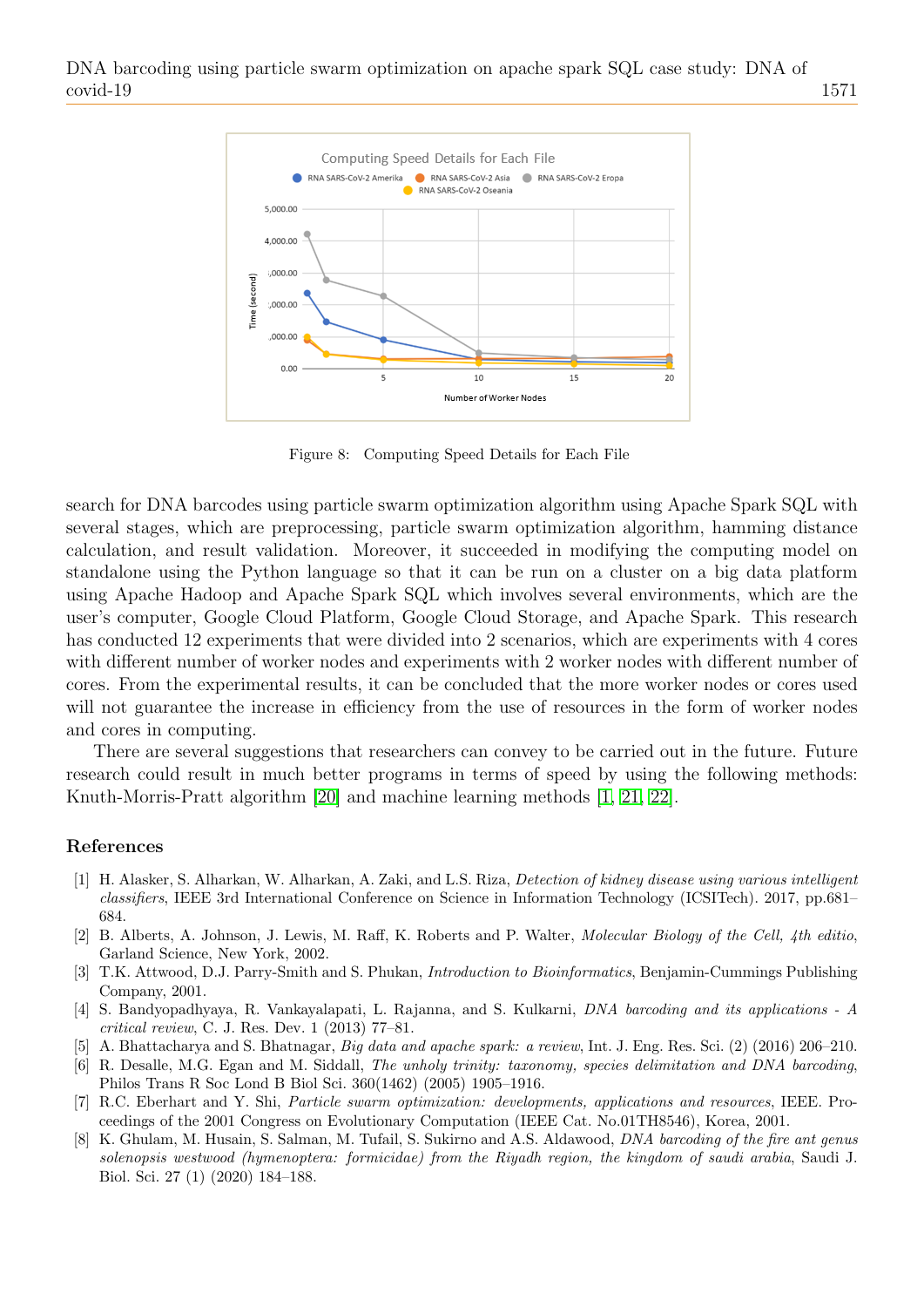Figure 8: Computing Speed Details for Each File

search for DNA barcodes using particle swarm optimization algorithm using Apache Spark SQL with several stages, which are preprocessing, particle swarm optimization algorithm, hamming distance calculation, and result validation. Moreover, it succeeded in modifying the computing model on standalone using the Python language so that it can be run on a cluster on a big data platform using Apache Hadoop and Apache Spark SQL which involves several environments, which are the user's computer, Google Cloud Platform, Google Cloud Storage, and Apache Spark. This research has conducted 12 experiments that were divided into 2 scenarios, which are experiments with 4 cores with different number of worker nodes and experiments with 2 worker nodes with different number of cores. From the experimental results, it can be concluded that the more worker nodes or cores used will not guarantee the increase in efficiency from the use of resources in the form of worker nodes and cores in computing.

There are several suggestions that researchers can convey to be carried out in the future. Future research could result in much better programs in terms of speed by using the following methods: Knuth-Morris-Pratt algorithm [20] and machine learning methods [1, 21, 22].

## References

[1] H. Alasker, S. Alharkan, W. Alharkan, A. Zaki, and L.S. Riza, *Detection of kidney disease using various intelligent classifiers*, IEEE 3rd International Conference on Science in Information Technology (ICSITech). 2017, pp.681–684.

[2] B. Alberts, A. Johnson, J. Lewis, M. Raff, K. Roberts and P. Walter, *Molecular Biology of the Cell, 4th editio*, Garland Science, New York, 2002.

[3] T.K. Attwood, D.J. Parry-Smith and S. Phukan, *Introduction to Bioinformatics*, Benjamin-Cummings Publishing Company, 2001.

[4] S. Bandyopadhyaya, R. Vankayalapati, L. Rajanna, and S. Kulkarni, *DNA barcoding and its applications - A critical review*, C. J. Res. Dev. 1 (2013) 77–81.

[5] A. Bhattacharya and S. Bhatnagar, *Big data and apache spark: a review*, Int. J. Eng. Res. Sci. (2) (2016) 206–210.

[6] R. Desalle, M.G. Egan and M. Siddall, *The unholy trinity: taxonomy, species delimitation and DNA barcoding*, Philos Trans R Soc Lond B Biol Sci. 360(1462) (2005) 1905–1916.

[7] R.C. Eberhart and Y. Shi, *Particle swarm optimization: developments, applications and resources*, IEEE. Proceedings of the 2001 Congress on Evolutionary Computation (IEEE Cat. No.01TH8546), Korea, 2001.

[8] K. Ghulam, M. Husain, S. Salman, M. Tufail, S. Sukirno and A.S. Aldawood, *DNA barcoding of the fire ant genus solenopsis westwood (hymenoptera: formicidae) from the Riyadh region, the kingdom of saudi arabia*, Saudi J. Biol. Sci. 27 (1) (2020) 184–188.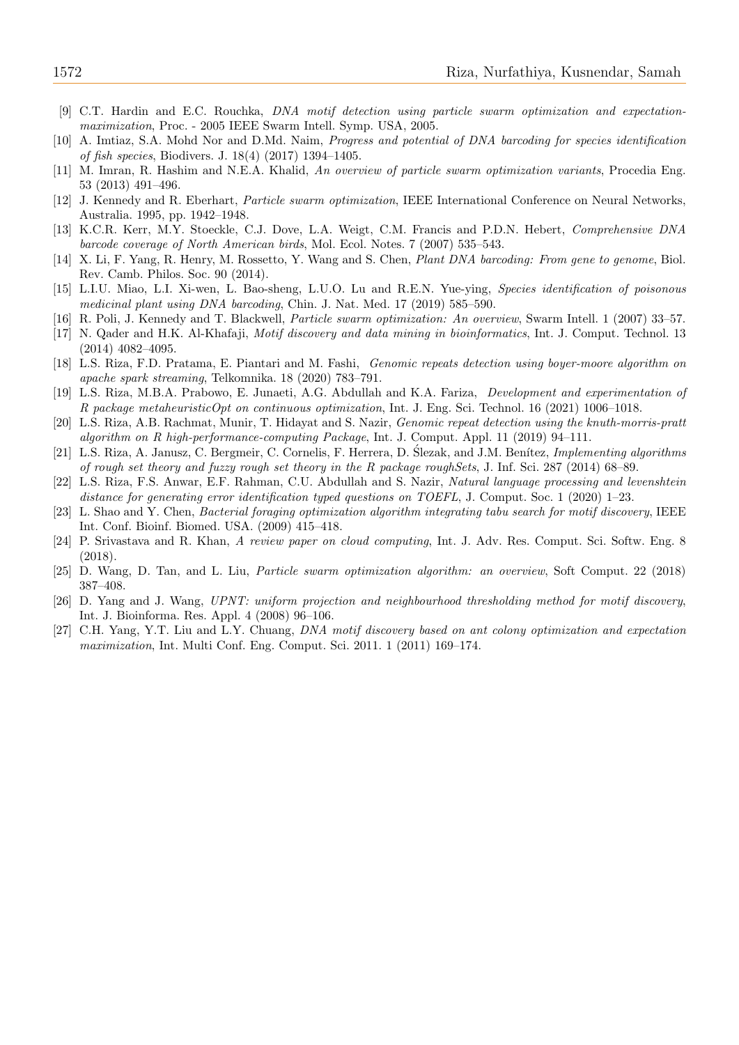[9] C.T. Hardin and E.C. Rouchka, *DNA motif detection using particle swarm optimization and expectation-maximization*, Proc. - 2005 IEEE Swarm Intell. Symp. USA, 2005.

[10] A. Imtiaz, S.A. Mohd Nor and D.Md. Naim, *Progress and potential of DNA barcoding for species identification of fish species*, Biodivers. J. 18(4) (2017) 1394–1405.

[11] M. Imran, R. Hashim and N.E.A. Khalid, *An overview of particle swarm optimization variants*, Procedia Eng. 53 (2013) 491–496.

[12] J. Kennedy and R. Eberhart, *Particle swarm optimization*, IEEE International Conference on Neural Networks, Australia. 1995, pp. 1942–1948.

[13] K.C.R. Kerr, M.Y. Stoeckle, C.J. Dove, L.A. Weigt, C.M. Francis and P.D.N. Hebert, *Comprehensive DNA barcode coverage of North American birds*, Mol. Ecol. Notes. 7 (2007) 535–543.

[14] X. Li, F. Yang, R. Henry, M. Rossetto, Y. Wang and S. Chen, *Plant DNA barcoding: From gene to genome*, Biol. Rev. Camb. Philos. Soc. 90 (2014).

[15] L.I.U. Miao, L.I. Xi-wen, L. Bao-sheng, L.U.O. Lu and R.E.N. Yue-ying, *Species identification of poisonous medicinal plant using DNA barcoding*, Chin. J. Nat. Med. 17 (2019) 585–590.

[16] R. Poli, J. Kennedy and T. Blackwell, *Particle swarm optimization: An overview*, Swarm Intell. 1 (2007) 33–57.

[17] N. Qader and H.K. Al-Khafaji, *Motif discovery and data mining in bioinformatics*, Int. J. Comput. Technol. 13 (2014) 4082–4095.

[18] L.S. Riza, F.D. Pratama, E. Piantari and M. Fashi, *Genomic repeats detection using boyer-moore algorithm on apache spark streaming*, Telkomnika. 18 (2020) 783–791.

[19] L.S. Riza, M.B.A. Prabowo, E. Junaeti, A.G. Abdullah and K.A. Fariza, *Development and experimentation of R package metaheuristicOpt on continuous optimization*, Int. J. Eng. Sci. Technol. 16 (2021) 1006–1018.

[20] L.S. Riza, A.B. Rachmat, Munir, T. Hidayat and S. Nazir, *Genomic repeat detection using the knuth-morris-pratt algorithm on R high-performance-computing Package*, Int. J. Comput. Appl. 11 (2019) 94–111.

[21] L.S. Riza, A. Janusz, C. Bergmeir, C. Cornelis, F. Herrera, D. Ślezak, and J.M. Benítez, *Implementing algorithms of rough set theory and fuzzy rough set theory in the R package roughSets*, J. Inf. Sci. 287 (2014) 68–89.

[22] L.S. Riza, F.S. Anwar, E.F. Rahman, C.U. Abdullah and S. Nazir, *Natural language processing and levenshtein distance for generating error identification typed questions on TOEFL*, J. Comput. Soc. 1 (2020) 1–23.

[23] L. Shao and Y. Chen, *Bacterial foraging optimization algorithm integrating tabu search for motif discovery*, IEEE Int. Conf. Bioinf. Biomed. USA. (2009) 415–418.

[24] P. Srivastava and R. Khan, *A review paper on cloud computing*, Int. J. Adv. Res. Comput. Sci. Softw. Eng. 8 (2018).

[25] D. Wang, D. Tan, and L. Liu, *Particle swarm optimization algorithm: an overview*, Soft Comput. 22 (2018) 387–408.

[26] D. Yang and J. Wang, *UPNT: uniform projection and neighbourhood thresholding method for motif discovery*, Int. J. Bioinforma. Res. Appl. 4 (2008) 96–106.

[27] C.H. Yang, Y.T. Liu and L.Y. Chuang, *DNA motif discovery based on ant colony optimization and expectation maximization*, Int. Multi Conf. Eng. Comput. Sci. 2011. 1 (2011) 169–174.